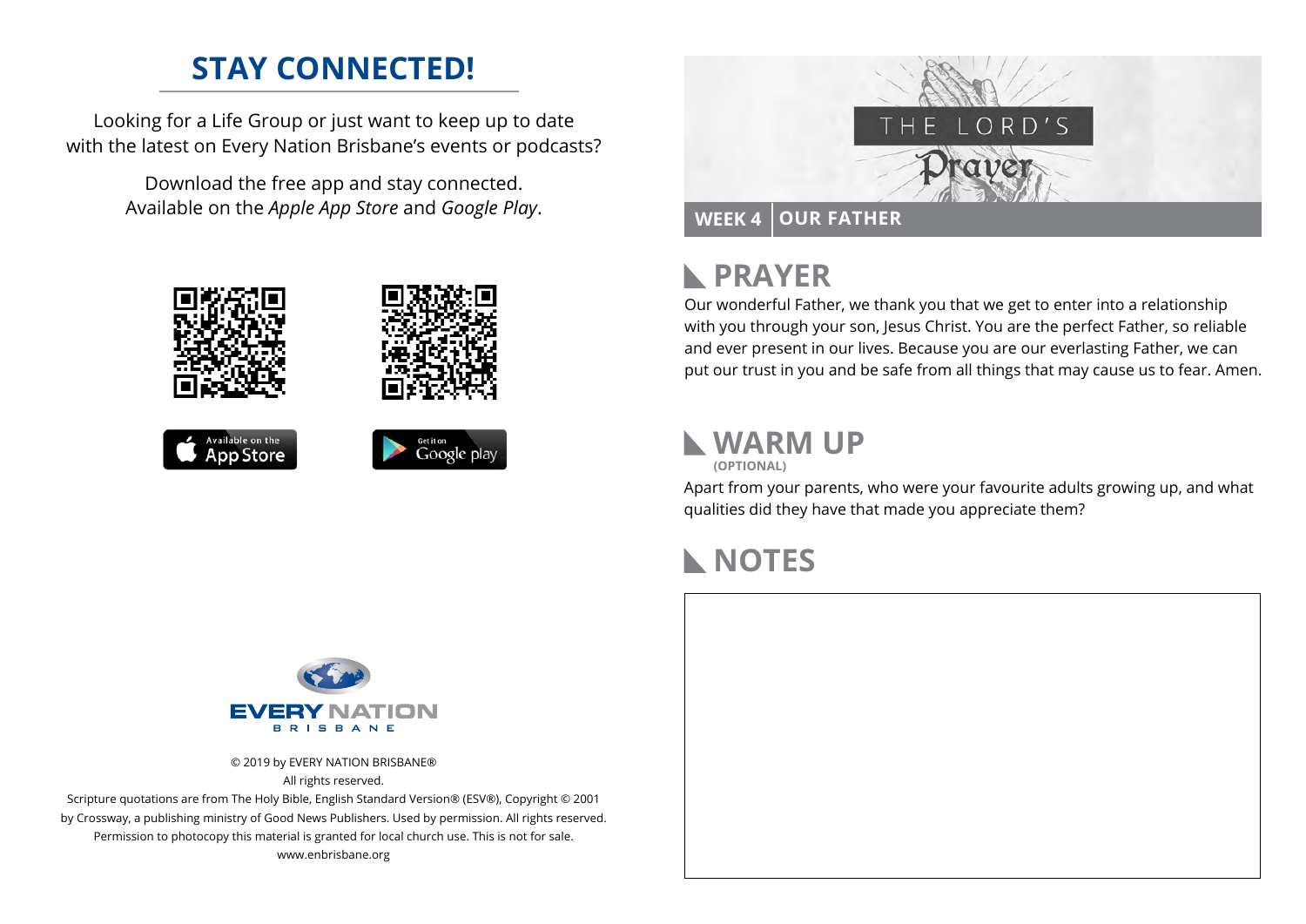## STAY CONNECTED!

Looking for a Life Group or just want to keep up to date with the latest on Every Nation Brisbane's events or podcasts?

Download the free app and stay connected. Available on the *Apple App Store* and *Google Play*.

Available on the App Store

Get it on Google play

EVERY NATION BRISBANE

© 2019 by EVERY NATION BRISBANE®
All rights reserved.
Scripture quotations are from The Holy Bible, English Standard Version® (ESV®), Copyright © 2001 by Crossway, a publishing ministry of Good News Publishers. Used by permission. All rights reserved.
Permission to photocopy this material is granted for local church use. This is not for sale.
www.enbrisbane.org

# THE LORD'S Prayer

**WEEK 4** | **OUR FATHER**

## PRAYER

Our wonderful Father, we thank you that we get to enter into a relationship with you through your son, Jesus Christ. You are the perfect Father, so reliable and ever present in our lives. Because you are our everlasting Father, we can put our trust in you and be safe from all things that may cause us to fear. Amen.

## WARM UP
**(OPTIONAL)**

Apart from your parents, who were your favourite adults growing up, and what qualities did they have that made you appreciate them?

## NOTES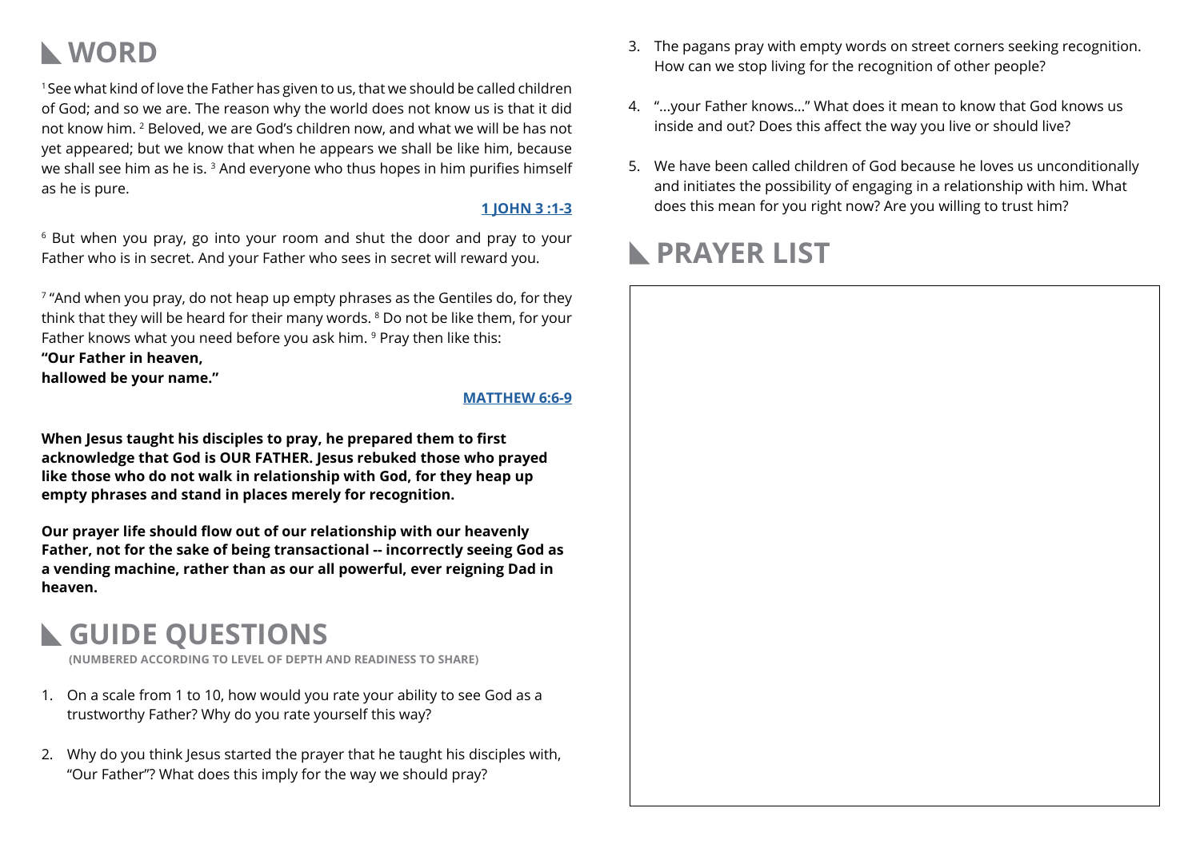## WORD

[1] See what kind of love the Father has given to us, that we should be called children of God; and so we are. The reason why the world does not know us is that it did not know him. [2] Beloved, we are God's children now, and what we will be has not yet appeared; but we know that when he appears we shall be like him, because we shall see him as he is. [3] And everyone who thus hopes in him purifies himself as he is pure.

**1 JOHN 3 :1-3**

[6] But when you pray, go into your room and shut the door and pray to your Father who is in secret. And your Father who sees in secret will reward you.

[7] "And when you pray, do not heap up empty phrases as the Gentiles do, for they think that they will be heard for their many words. [8] Do not be like them, for your Father knows what you need before you ask him. [9] Pray then like this:
**"Our Father in heaven,**
**hallowed be your name."**

**MATTHEW 6:6-9**

**When Jesus taught his disciples to pray, he prepared them to first acknowledge that God is OUR FATHER. Jesus rebuked those who prayed like those who do not walk in relationship with God, for they heap up empty phrases and stand in places merely for recognition.**

**Our prayer life should flow out of our relationship with our heavenly Father, not for the sake of being transactional -- incorrectly seeing God as a vending machine, rather than as our all powerful, ever reigning Dad in heaven.**

## GUIDE QUESTIONS

**(NUMBERED ACCORDING TO LEVEL OF DEPTH AND READINESS TO SHARE)**

1. On a scale from 1 to 10, how would you rate your ability to see God as a trustworthy Father? Why do you rate yourself this way?
2. Why do you think Jesus started the prayer that he taught his disciples with, "Our Father"? What does this imply for the way we should pray?
3. The pagans pray with empty words on street corners seeking recognition. How can we stop living for the recognition of other people?
4. "...your Father knows..." What does it mean to know that God knows us inside and out? Does this affect the way you live or should live?
5. We have been called children of God because he loves us unconditionally and initiates the possibility of engaging in a relationship with him. What does this mean for you right now? Are you willing to trust him?

## PRAYER LIST